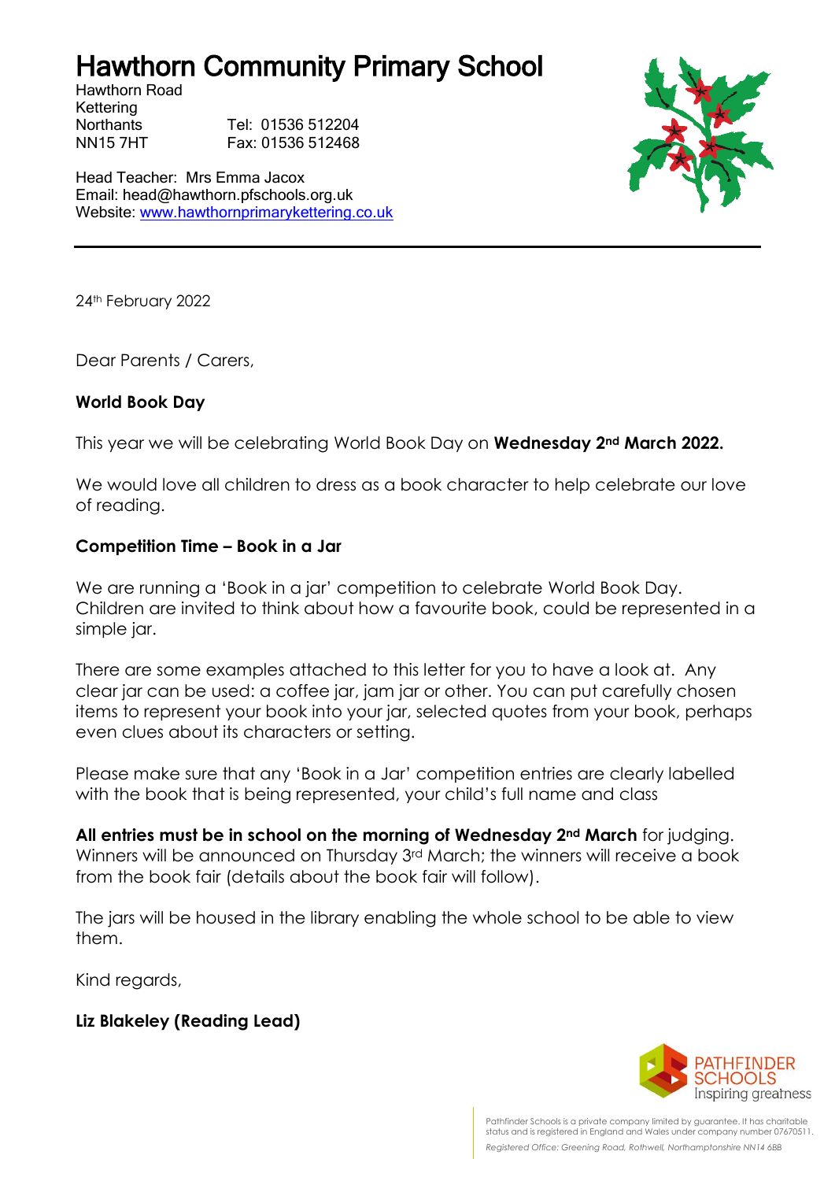# Hawthorn Community Primary School

Hawthorn Road
Kettering
Northants
NN15 7HT

Tel: 01536 512204
Fax: 01536 512468

Head Teacher: Mrs Emma Jacox
Email: head@hawthorn.pfschools.org.uk
Website: www.hawthornprimarykettering.co.uk

---

24th February 2022

Dear Parents / Carers,

**World Book Day**

This year we will be celebrating World Book Day on **Wednesday 2nd March 2022.**

We would love all children to dress as a book character to help celebrate our love of reading.

**Competition Time – Book in a Jar**

We are running a 'Book in a jar' competition to celebrate World Book Day. Children are invited to think about how a favourite book, could be represented in a simple jar.

There are some examples attached to this letter for you to have a look at. Any clear jar can be used: a coffee jar, jam jar or other. You can put carefully chosen items to represent your book into your jar, selected quotes from your book, perhaps even clues about its characters or setting.

Please make sure that any 'Book in a Jar' competition entries are clearly labelled with the book that is being represented, your child's full name and class

**All entries must be in school on the morning of Wednesday 2nd March** for judging. Winners will be announced on Thursday 3rd March; the winners will receive a book from the book fair (details about the book fair will follow).

The jars will be housed in the library enabling the whole school to be able to view them.

Kind regards,

**Liz Blakeley (Reading Lead)**

PATHFINDER SCHOOLS
Inspiring greatness

Pathfinder Schools is a private company limited by guarantee. It has charitable status and is registered in England and Wales under company number 07670511.

*Registered Office: Greening Road, Rothwell, Northamptonshire NN14 6BB*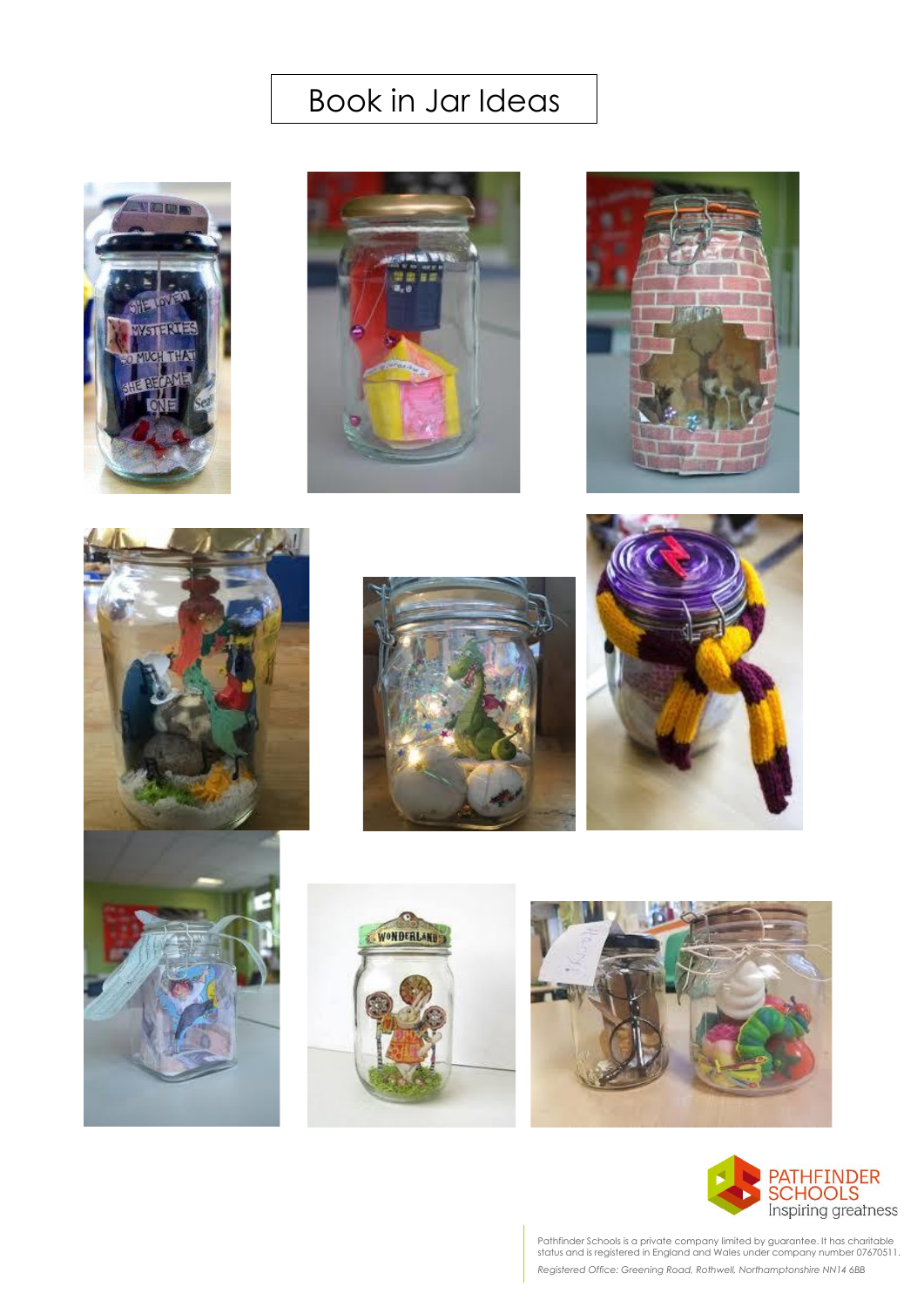# Book in Jar Ideas

PATHFINDER SCHOOLS
Inspiring greatness

Pathfinder Schools is a private company limited by guarantee. It has charitable status and is registered in England and Wales under company number 07670511.

*Registered Office: Greening Road, Rothwell, Northamptonshire NN14 6BB*